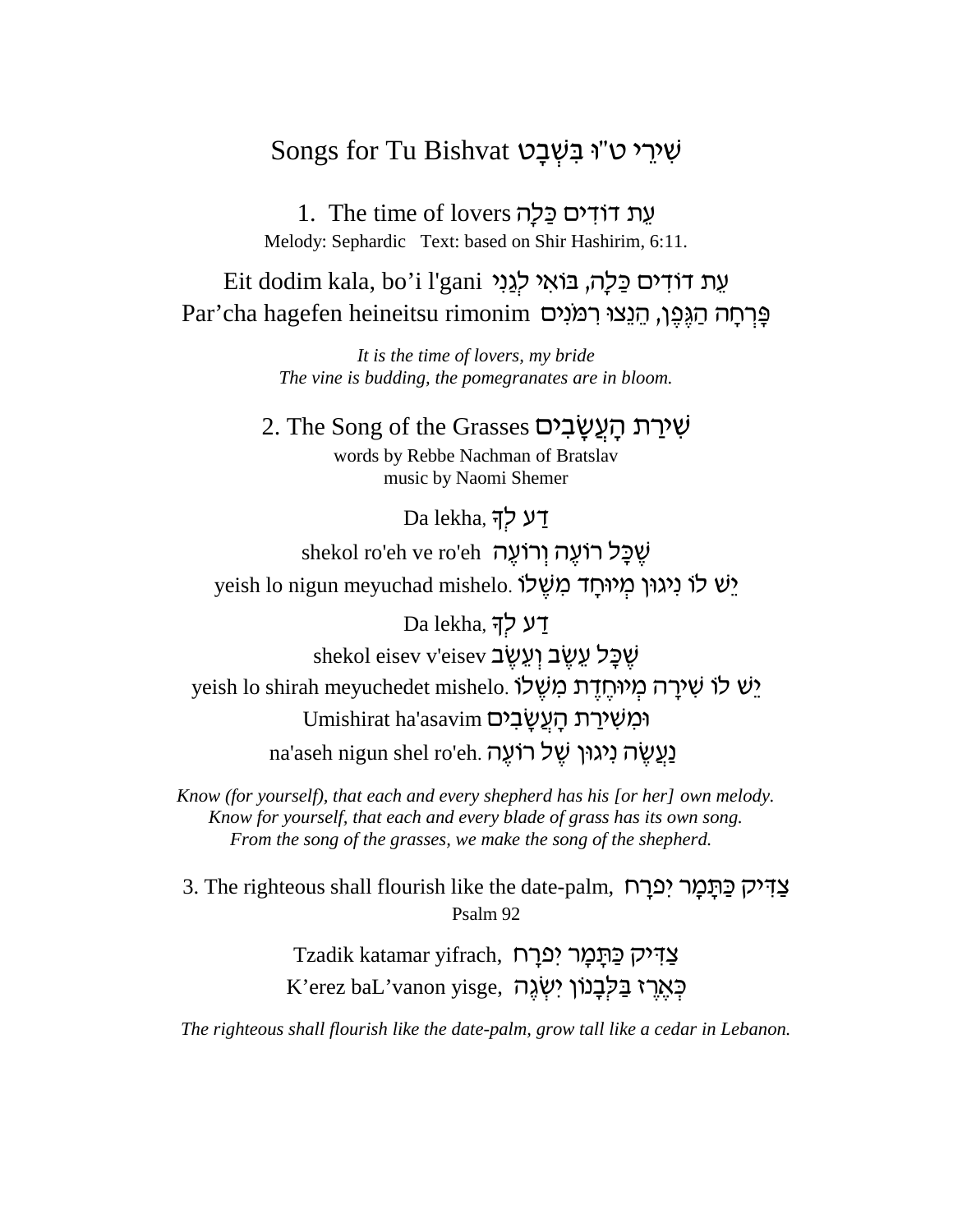# Songs for Tu Bishvat שִׁירֵי ט"וּ בִּשְׁבָט

## 1. The time of lovers עֵת דוֹדִים כַּלָּה

Melody: Sephardic Text: based on Shir Hashirim, 6:11.

Eit dodim kala, bo'i l'gani עֵת דוֹדִים כַּלָּה, בּוֹאִי לְגַנִּי
Par'cha hagefen heineitsu rimonim פָּרְחָה הַגֶּפֶן, הֵנֵצוּ רִמֹּנִים

*It is the time of lovers, my bride*
*The vine is budding, the pomegranates are in bloom.*

## 2. The Song of the Grasses שִׁירַת הָעֲשָׂבִים

words by Rebbe Nachman of Bratslav
music by Naomi Shemer

Da lekha, דַּע לְךָ
shekol ro'eh ve ro'eh שֶׁכָּל רוֹעֶה וְרוֹעֶה
yeish lo nigun meyuchad mishelo. יֵשׁ לוֹ נִיגּוּן מְיוּחָד מִשֶּׁלּוֹ.

Da lekha, דַּע לְךָ
shekol eisev v'eisev שֶׁכָּל עֵשֶׂב וְעֵשֶׂב
yeish lo shirah meyuchedet mishelo. יֵשׁ לוֹ שִׁירָה מְיוּחֶדֶת מִשֶּׁלּוֹ.
Umishirat ha'asavim וּמִשִּׁירַת הָעֲשָׂבִים
na'aseh nigun shel ro'eh. נַעֲשֶׂה נִיגּוּן שֶׁל רוֹעֶה.

*Know (for yourself), that each and every shepherd has his [or her] own melody.*
*Know for yourself, that each and every blade of grass has its own song.*
*From the song of the grasses, we make the song of the shepherd.*

## 3. The righteous shall flourish like the date-palm, צַדִּיק כַּתָּמָר יִפְרָח

Psalm 92

Tzadik katamar yifrach, צַדִּיק כַּתָּמָר יִפְרָח
K'erez baL'vanon yisge, כְּאֶרֶז בַּלְּבָנוֹן יִשְׂגֶּה

*The righteous shall flourish like the date-palm, grow tall like a cedar in Lebanon.*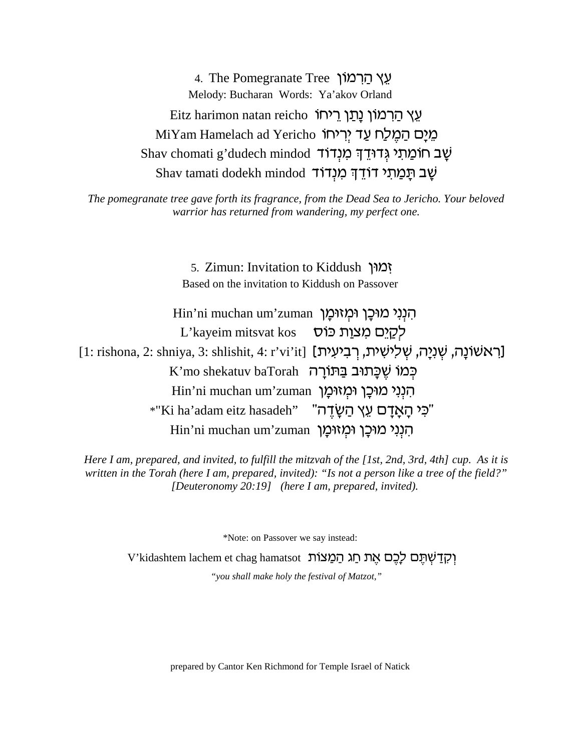## 4. The Pomegranate Tree עֵץ הָרִמּוֹן

Melody: Bucharan Words: Ya'akov Orland

Eitz harimon natan reicho עֵץ הָרִמּוֹן נָתַן רֵיחוֹ

MiYam Hamelach ad Yericho מִיָּם הַמֶּלַח עַד יְרִיחוֹ

Shav chomati g'dudech mindod שָׁב חוֹמָתִי גְּדוּדֵךְ מִנְּדוֹד

Shav tamati dodekh mindod שָׁב תַּמָּתִי דוֹדֵךְ מִנְּדוֹד

*The pomegranate tree gave forth its fragrance, from the Dead Sea to Jericho. Your beloved warrior has returned from wandering, my perfect one.*

## 5. Zimun: Invitation to Kiddush זִמּוּן

Based on the invitation to Kiddush on Passover

Hin'ni muchan um'zuman הִנְנִי מוּכָן וּמְזוּמָן

L'kayeim mitsvat kos לְקַיֵּם מִצְוַת כּוֹס

[1: rishona, 2: shniya, 3: shlishit, 4: r'vi'it] [רִאשׁוֹנָה, שְׁנִיָּה, שְׁלִישִׁית, רְבִיעִית]

K'mo shekatuv baTorah כְּמוֹ שֶׁכָּתוּב בַּתּוֹרָה

Hin'ni muchan um'zuman הִנְנִי מוּכָן וּמְזוּמָן

*"Ki ha'adam eitz hasadeh" "כִּי הָאָדָם עֵץ הַשָּׂדֶה"

Hin'ni muchan um'zuman הִנְנִי מוּכָן וּמְזוּמָן

*Here I am, prepared, and invited, to fulfill the mitzvah of the [1st, 2nd, 3rd, 4th] cup. As it is written in the Torah (here I am, prepared, invited): "Is not a person like a tree of the field?" [Deuteronomy 20:19] (here I am, prepared, invited).*

*Note: on Passover we say instead:

V'kidashtem lachem et chag hamatsot וְקִדַּשְׁתֶּם לָכֶם אֶת חַג הַמַּצּוֹת

*"you shall make holy the festival of Matzot,"*

prepared by Cantor Ken Richmond for Temple Israel of Natick